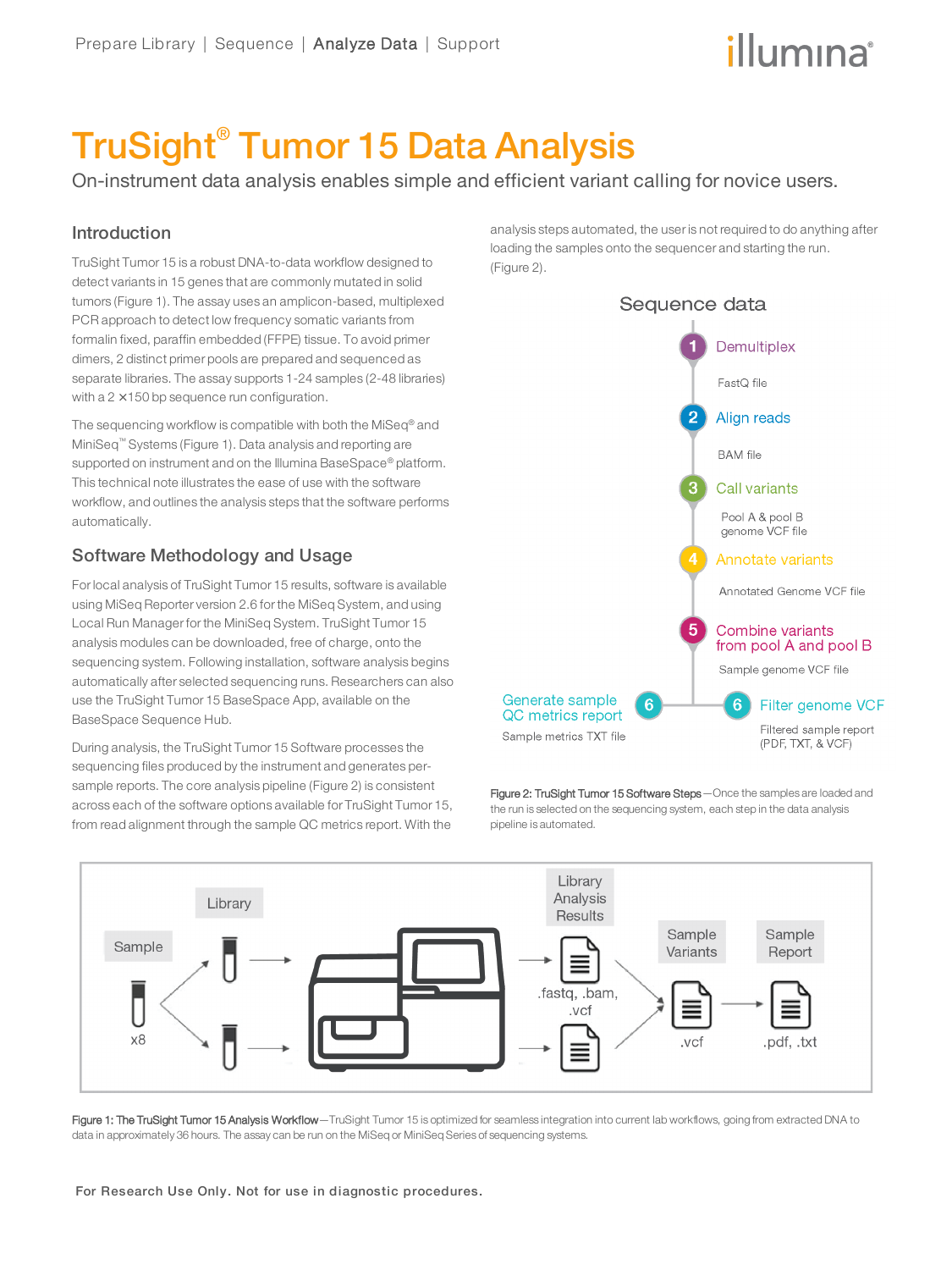# TruSight® Tumor 15 Data Analysis

On-instrument data analysis enables simple and efficient variant calling for novice users.

## Introduction

TruSight Tumor 15 is a robust DNA-to-data workflow designed to detect variants in 15 genes that are commonly mutated in solid tumors (Figure 1). The assay uses an amplicon-based, multiplexed PCR approach to detect low frequency somatic variants from formalin fixed, paraffin embedded (FFPE) tissue. To avoid primer dimers, 2 distinct primer pools are prepared and sequenced as separate libraries. The assay supports 1-24 samples (2-48 libraries) with a 2 ×150 bp sequence run configuration.

The sequencing workflow is compatible with both the MiSeq® and MiniSeq™ Systems (Figure 1). Data analysis and reporting are supported on instrument and on the Illumina BaseSpace® platform. This technical note illustrates the ease of use with the software workflow, and outlines the analysis steps that the software performs automatically.

## Software Methodology and Usage

For local analysis of TruSight Tumor 15 results, software is available using MiSeq Reporter version 2.6 for the MiSeq System, and using Local Run Manager for the MiniSeq System. TruSight Tumor 15 analysis modules can be downloaded, free of charge, onto the sequencing system. Following installation, software analysis begins automatically after selected sequencing runs. Researchers can also use the TruSight Tumor 15 BaseSpace App, available on the BaseSpace Sequence Hub.

During analysis, the TruSight Tumor 15 Software processes the sequencing files produced by the instrument and generates per-sample reports. The core analysis pipeline (Figure 2) is consistent across each of the software options available for TruSight Tumor 15, from read alignment through the sample QC metrics report. With the analysis steps automated, the user is not required to do anything after loading the samples onto the sequencer and starting the run. (Figure 2).

Sequence data

1. Demultiplex — FastQ file
2. Align reads — BAM file
3. Call variants — Pool A & pool B genome VCF file
4. Annotate variants — Annotated Genome VCF file
5. Combine variants from pool A and pool B — Sample genome VCF file
6. Generate sample QC metrics report — Sample metrics TXT file
6. Filter genome VCF — Filtered sample report (PDF, TXT, & VCF)

**Figure 2: TruSight Tumor 15 Software Steps**—Once the samples are loaded and the run is selected on the sequencing system, each step in the data analysis pipeline is automated.

Sample (x8) → Library → Library Analysis Results (.fastq, .bam, .vcf) → Sample Variants (.vcf) → Sample Report (.pdf, .txt)

**Figure 1: The TruSight Tumor 15 Analysis Workflow**—TruSight Tumor 15 is optimized for seamless integration into current lab workflows, going from extracted DNA to data in approximately 36 hours. The assay can be run on the MiSeq or MiniSeq Series of sequencing systems.

For Research Use Only. Not for use in diagnostic procedures.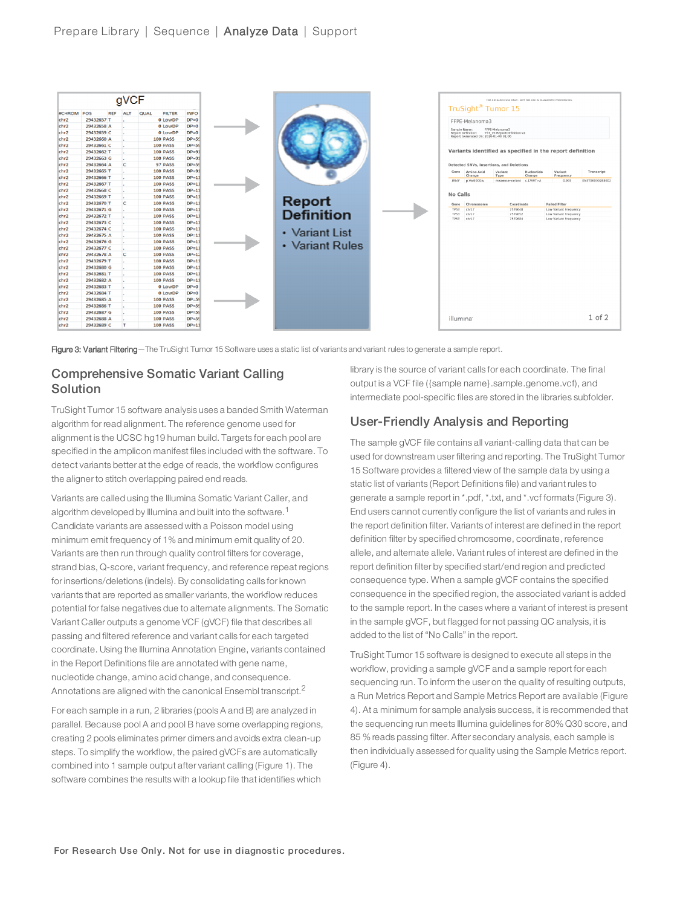Figure 3: Variant Filtering—The TruSight Tumor 15 Software uses a static list of variants and variant rules to generate a sample report.

## Comprehensive Somatic Variant Calling Solution

TruSight Tumor 15 software analysis uses a banded Smith Waterman algorithm for read alignment. The reference genome used for alignment is the UCSC hg19 human build. Targets for each pool are specified in the amplicon manifest files included with the software. To detect variants better at the edge of reads, the workflow configures the aligner to stitch overlapping paired end reads.

Variants are called using the Illumina Somatic Variant Caller, and algorithm developed by Illumina and built into the software.[1] Candidate variants are assessed with a Poisson model using minimum emit frequency of 1% and minimum emit quality of 20. Variants are then run through quality control filters for coverage, strand bias, Q-score, variant frequency, and reference repeat regions for insertions/deletions (indels). By consolidating calls for known variants that are reported as smaller variants, the workflow reduces potential for false negatives due to alternate alignments. The Somatic Variant Caller outputs a genome VCF (gVCF) file that describes all passing and filtered reference and variant calls for each targeted coordinate. Using the Illumina Annotation Engine, variants contained in the Report Definitions file are annotated with gene name, nucleotide change, amino acid change, and consequence. Annotations are aligned with the canonical Ensembl transcript.[2]

For each sample in a run, 2 libraries (pools A and B) are analyzed in parallel. Because pool A and pool B have some overlapping regions, creating 2 pools eliminates primer dimers and avoids extra clean-up steps. To simplify the workflow, the paired gVCFs are automatically combined into 1 sample output after variant calling (Figure 1). The software combines the results with a lookup file that identifies which library is the source of variant calls for each coordinate. The final output is a VCF file ({sample name}.sample.genome.vcf), and intermediate pool-specific files are stored in the libraries subfolder.

## User-Friendly Analysis and Reporting

The sample gVCF file contains all variant-calling data that can be used for downstream user filtering and reporting. The TruSight Tumor 15 Software provides a filtered view of the sample data by using a static list of variants (Report Definitions file) and variant rules to generate a sample report in *.pdf, *.txt, and *.vcf formats (Figure 3). End users cannot currently configure the list of variants and rules in the report definition filter. Variants of interest are defined in the report definition filter by specified chromosome, coordinate, reference allele, and alternate allele. Variant rules of interest are defined in the report definition filter by specified start/end region and predicted consequence type. When a sample gVCF contains the specified consequence in the specified region, the associated variant is added to the sample report. In the cases where a variant of interest is present in the sample gVCF, but flagged for not passing QC analysis, it is added to the list of "No Calls" in the report.

TruSight Tumor 15 software is designed to execute all steps in the workflow, providing a sample gVCF and a sample report for each sequencing run. To inform the user on the quality of resulting outputs, a Run Metrics Report and Sample Metrics Report are available (Figure 4). At a minimum for sample analysis success, it is recommended that the sequencing run meets Illumina guidelines for 80% Q30 score, and 85 % reads passing filter. After secondary analysis, each sample is then individually assessed for quality using the Sample Metrics report. (Figure 4).

For Research Use Only. Not for use in diagnostic procedures.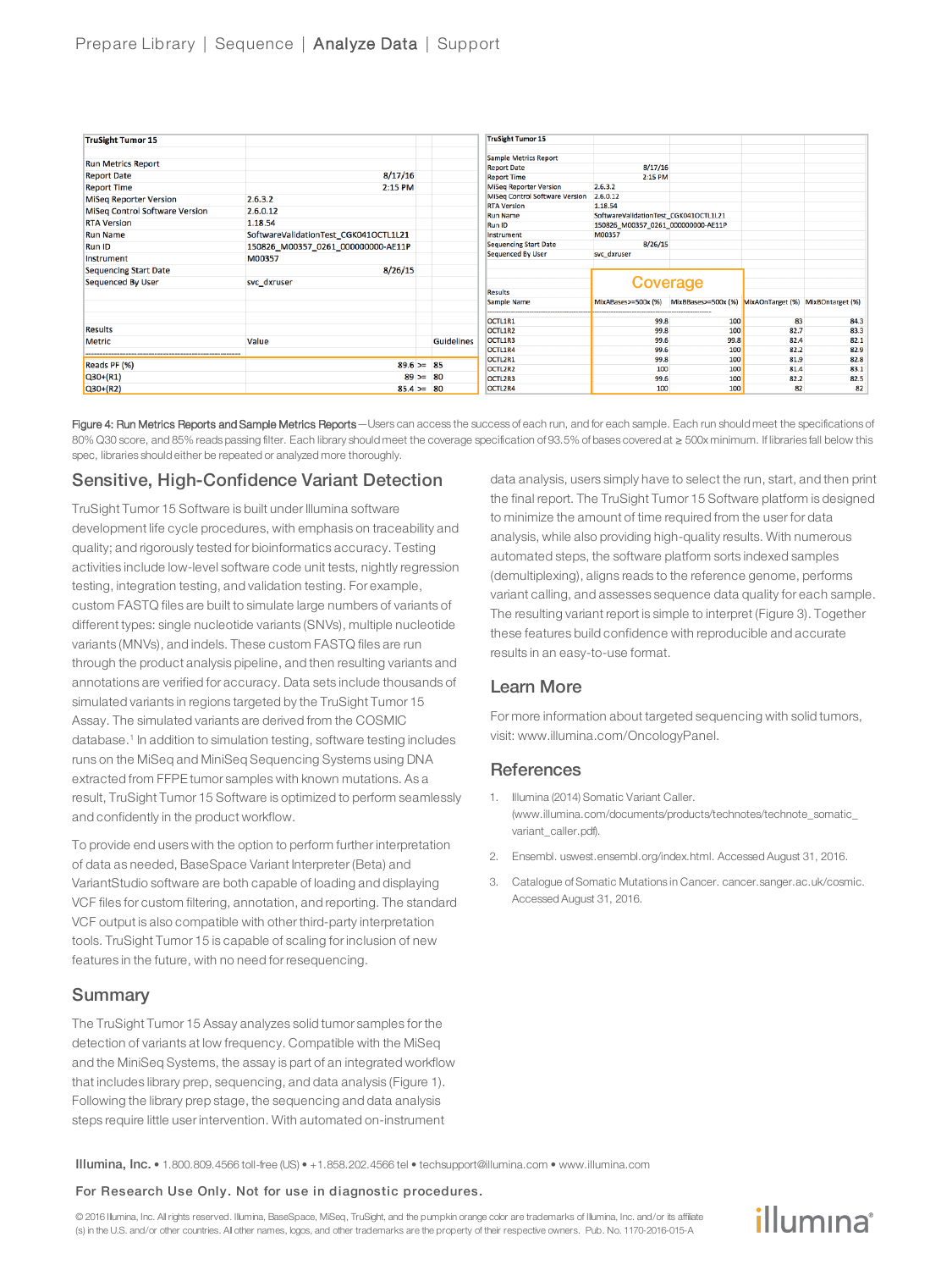| TruSight Tumor 15 | | | |
| --- | --- | --- | --- |
| | | | |
| Run Metrics Report | | | |
| Report Date | 8/17/16 | | |
| Report Time | 2:15 PM | | |
| MiSeq Reporter Version | 2.6.3.2 | | |
| MiSeq Control Software Version | 2.6.0.12 | | |
| RTA Version | 1.18.54 | | |
| Run Name | SoftwareValidationTest_CGK041OCTL1L21 | | |
| Run ID | 150826_M00357_0261_000000000-AE11P | | |
| Instrument | M00357 | | |
| Sequencing Start Date | 8/26/15 | | |
| Sequenced By User | svc_dxruser | | |
| | | | |
| Results | | | |
| Metric | Value | | Guidelines |
| Reads PF (%) | 89.6 | >= | 85 |
| Q30+(R1) | 89 | >= | 80 |
| Q30+(R2) | 85.4 | >= | 80 |

| TruSight Tumor 15 | | | | |
| --- | --- | --- | --- | --- |
| | | | | |
| Sample Metrics Report | | | | |
| Report Date | 8/17/16 | | | |
| Report Time | 2:15 PM | | | |
| MiSeq Reporter Version | 2.6.3.2 | | | |
| MiSeq Control Software Version | 2.6.0.12 | | | |
| RTA Version | 1.18.54 | | | |
| Run Name | SoftwareValidationTest_CGK041OCTL1L21 | | | |
| Run ID | 150826_M00357_0261_000000000-AE11P | | | |
| Instrument | M00357 | | | |
| Sequencing Start Date | 8/26/15 | | | |
| Sequenced By User | svc_dxruser | | | |
| | Coverage | | | |
| Results | | | | |
| Sample Name | MixABases>=500x (%) | MixBBases>=500x (%) | MixAOnTarget (%) | MixBOntarget (%) |
| OCTL1R1 | 99.8 | 100 | 83 | 84.3 |
| OCTL1R2 | 99.8 | 100 | 82.7 | 83.3 |
| OCTL1R3 | 99.6 | 99.8 | 82.4 | 82.1 |
| OCTL1R4 | 99.6 | 100 | 82.2 | 82.9 |
| OCTL2R1 | 99.8 | 100 | 81.9 | 82.8 |
| OCTL2R2 | 100 | 100 | 81.4 | 83.1 |
| OCTL2R3 | 99.6 | 100 | 82.2 | 82.5 |
| OCTL2R4 | 100 | 100 | 82 | 82 |

Figure 4: Run Metrics Reports and Sample Metrics Reports—Users can access the success of each run, and for each sample. Each run should meet the specifications of 80% Q30 score, and 85% reads passing filter. Each library should meet the coverage specification of 93.5% of bases covered at ≥ 500x minimum. If libraries fall below this spec, libraries should either be repeated or analyzed more thoroughly.

## Sensitive, High-Confidence Variant Detection

TruSight Tumor 15 Software is built under Illumina software development life cycle procedures, with emphasis on traceability and quality; and rigorously tested for bioinformatics accuracy. Testing activities include low-level software code unit tests, nightly regression testing, integration testing, and validation testing. For example, custom FASTQ files are built to simulate large numbers of variants of different types: single nucleotide variants (SNVs), multiple nucleotide variants (MNVs), and indels. These custom FASTQ files are run through the product analysis pipeline, and then resulting variants and annotations are verified for accuracy. Data sets include thousands of simulated variants in regions targeted by the TruSight Tumor 15 Assay. The simulated variants are derived from the COSMIC database.[1] In addition to simulation testing, software testing includes runs on the MiSeq and MiniSeq Sequencing Systems using DNA extracted from FFPE tumor samples with known mutations. As a result, TruSight Tumor 15 Software is optimized to perform seamlessly and confidently in the product workflow.

To provide end users with the option to perform further interpretation of data as needed, BaseSpace Variant Interpreter (Beta) and VariantStudio software are both capable of loading and displaying VCF files for custom filtering, annotation, and reporting. The standard VCF output is also compatible with other third-party interpretation tools. TruSight Tumor 15 is capable of scaling for inclusion of new features in the future, with no need for resequencing.

## Summary

The TruSight Tumor 15 Assay analyzes solid tumor samples for the detection of variants at low frequency. Compatible with the MiSeq and the MiniSeq Systems, the assay is part of an integrated workflow that includes library prep, sequencing, and data analysis (Figure 1). Following the library prep stage, the sequencing and data analysis steps require little user intervention. With automated on-instrument data analysis, users simply have to select the run, start, and then print the final report. The TruSight Tumor 15 Software platform is designed to minimize the amount of time required from the user for data analysis, while also providing high-quality results. With numerous automated steps, the software platform sorts indexed samples (demultiplexing), aligns reads to the reference genome, performs variant calling, and assesses sequence data quality for each sample. The resulting variant report is simple to interpret (Figure 3). Together these features build confidence with reproducible and accurate results in an easy-to-use format.

## Learn More

For more information about targeted sequencing with solid tumors, visit: www.illumina.com/OncologyPanel.

## References

1. Illumina (2014) Somatic Variant Caller. (www.illumina.com/documents/products/technotes/technote_somatic_variant_caller.pdf).
2. Ensembl. uswest.ensembl.org/index.html. Accessed August 31, 2016.
3. Catalogue of Somatic Mutations in Cancer. cancer.sanger.ac.uk/cosmic. Accessed August 31, 2016.

**Illumina, Inc.** • 1.800.809.4566 toll-free (US) • +1.858.202.4566 tel • techsupport@illumina.com • www.illumina.com

**For Research Use Only. Not for use in diagnostic procedures.**

© 2016 Illumina, Inc. All rights reserved. Illumina, BaseSpace, MiSeq, TruSight, and the pumpkin orange color are trademarks of Illumina, Inc. and/or its affiliate(s) in the U.S. and/or other countries. All other names, logos, and other trademarks are the property of their respective owners. Pub. No. 1170-2016-015-A